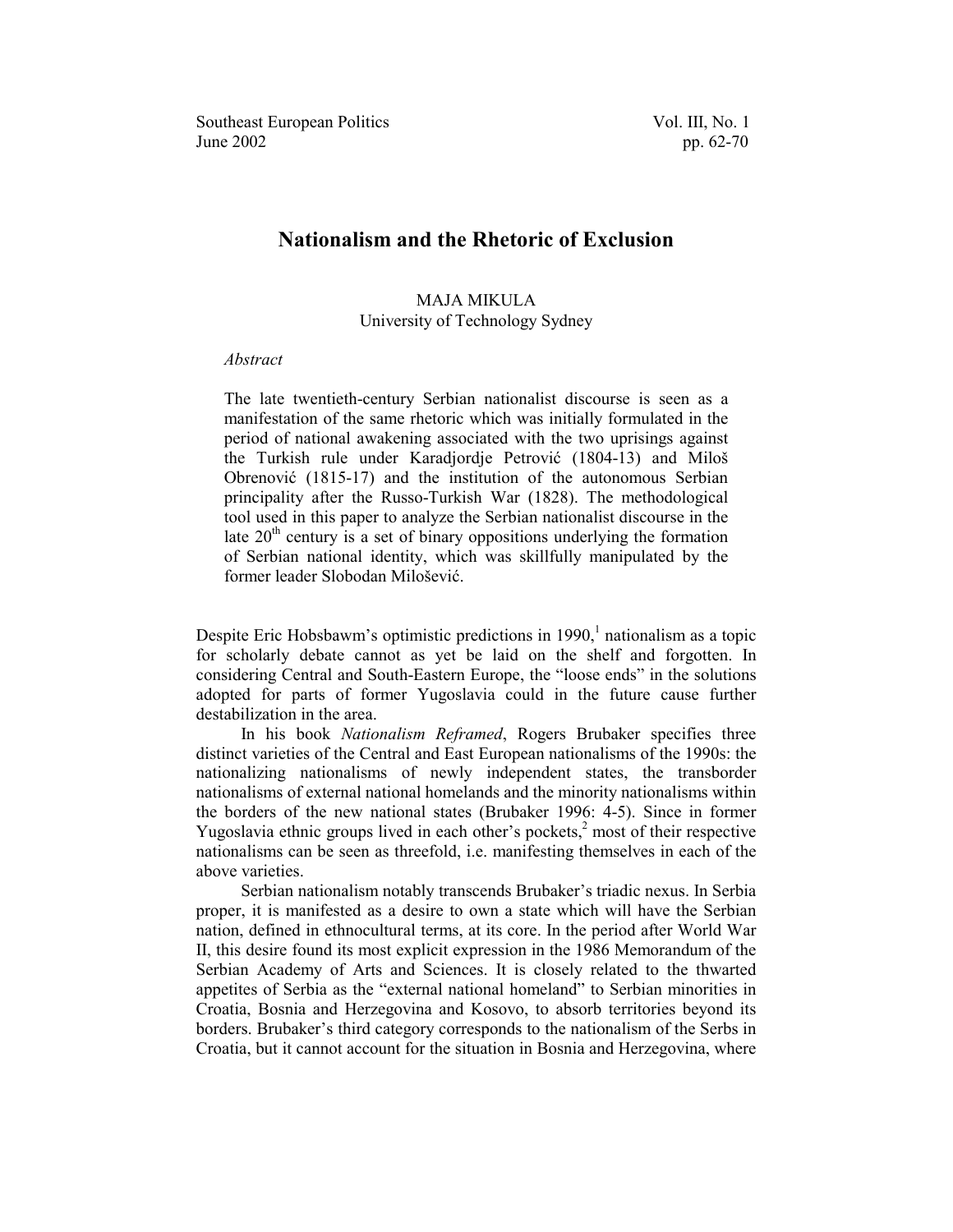# Nationalism and the Rhetoric of Exclusion

MAJA MIKULA
University of Technology Sydney

*Abstract*

The late twentieth-century Serbian nationalist discourse is seen as a manifestation of the same rhetoric which was initially formulated in the period of national awakening associated with the two uprisings against the Turkish rule under Karadjordje Petrović (1804-13) and Miloš Obrenović (1815-17) and the institution of the autonomous Serbian principality after the Russo-Turkish War (1828). The methodological tool used in this paper to analyze the Serbian nationalist discourse in the late 20th century is a set of binary oppositions underlying the formation of Serbian national identity, which was skillfully manipulated by the former leader Slobodan Milošević.

Despite Eric Hobsbawm's optimistic predictions in 1990,[1] nationalism as a topic for scholarly debate cannot as yet be laid on the shelf and forgotten. In considering Central and South-Eastern Europe, the "loose ends" in the solutions adopted for parts of former Yugoslavia could in the future cause further destabilization in the area.

In his book *Nationalism Reframed*, Rogers Brubaker specifies three distinct varieties of the Central and East European nationalisms of the 1990s: the nationalizing nationalisms of newly independent states, the transborder nationalisms of external national homelands and the minority nationalisms within the borders of the new national states (Brubaker 1996: 4-5). Since in former Yugoslavia ethnic groups lived in each other's pockets,[2] most of their respective nationalisms can be seen as threefold, i.e. manifesting themselves in each of the above varieties.

Serbian nationalism notably transcends Brubaker's triadic nexus. In Serbia proper, it is manifested as a desire to own a state which will have the Serbian nation, defined in ethnocultural terms, at its core. In the period after World War II, this desire found its most explicit expression in the 1986 Memorandum of the Serbian Academy of Arts and Sciences. It is closely related to the thwarted appetites of Serbia as the "external national homeland" to Serbian minorities in Croatia, Bosnia and Herzegovina and Kosovo, to absorb territories beyond its borders. Brubaker's third category corresponds to the nationalism of the Serbs in Croatia, but it cannot account for the situation in Bosnia and Herzegovina, where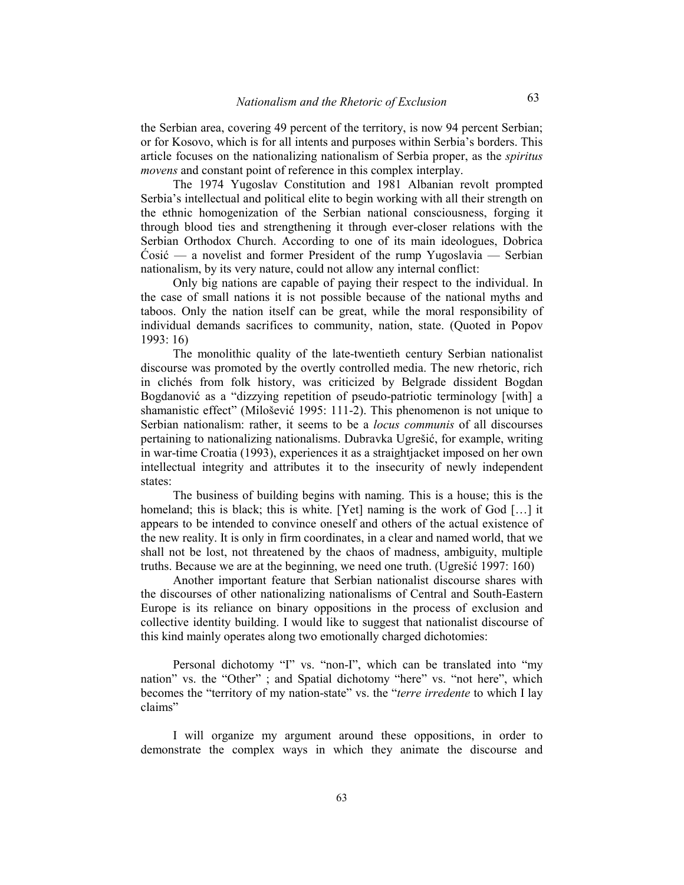the Serbian area, covering 49 percent of the territory, is now 94 percent Serbian; or for Kosovo, which is for all intents and purposes within Serbia's borders. This article focuses on the nationalizing nationalism of Serbia proper, as the *spiritus movens* and constant point of reference in this complex interplay.

The 1974 Yugoslav Constitution and 1981 Albanian revolt prompted Serbia's intellectual and political elite to begin working with all their strength on the ethnic homogenization of the Serbian national consciousness, forging it through blood ties and strengthening it through ever-closer relations with the Serbian Orthodox Church. According to one of its main ideologues, Dobrica Ćosić — a novelist and former President of the rump Yugoslavia — Serbian nationalism, by its very nature, could not allow any internal conflict:

> Only big nations are capable of paying their respect to the individual. In the case of small nations it is not possible because of the national myths and taboos. Only the nation itself can be great, while the moral responsibility of individual demands sacrifices to community, nation, state. (Quoted in Popov 1993: 16)

The monolithic quality of the late-twentieth century Serbian nationalist discourse was promoted by the overtly controlled media. The new rhetoric, rich in clichés from folk history, was criticized by Belgrade dissident Bogdan Bogdanović as a "dizzying repetition of pseudo-patriotic terminology [with] a shamanistic effect" (Milošević 1995: 111-2). This phenomenon is not unique to Serbian nationalism: rather, it seems to be a *locus communis* of all discourses pertaining to nationalizing nationalisms. Dubravka Ugrešić, for example, writing in war-time Croatia (1993), experiences it as a straightjacket imposed on her own intellectual integrity and attributes it to the insecurity of newly independent states:

> The business of building begins with naming. This is a house; this is the homeland; this is black; this is white. [Yet] naming is the work of God […] it appears to be intended to convince oneself and others of the actual existence of the new reality. It is only in firm coordinates, in a clear and named world, that we shall not be lost, not threatened by the chaos of madness, ambiguity, multiple truths. Because we are at the beginning, we need one truth. (Ugrešić 1997: 160)

Another important feature that Serbian nationalist discourse shares with the discourses of other nationalizing nationalisms of Central and South-Eastern Europe is its reliance on binary oppositions in the process of exclusion and collective identity building. I would like to suggest that nationalist discourse of this kind mainly operates along two emotionally charged dichotomies:

> Personal dichotomy "I" vs. "non-I", which can be translated into "my nation" vs. the "Other" ; and Spatial dichotomy "here" vs. "not here", which becomes the "territory of my nation-state" vs. the "*terre irredente* to which I lay claims"

I will organize my argument around these oppositions, in order to demonstrate the complex ways in which they animate the discourse and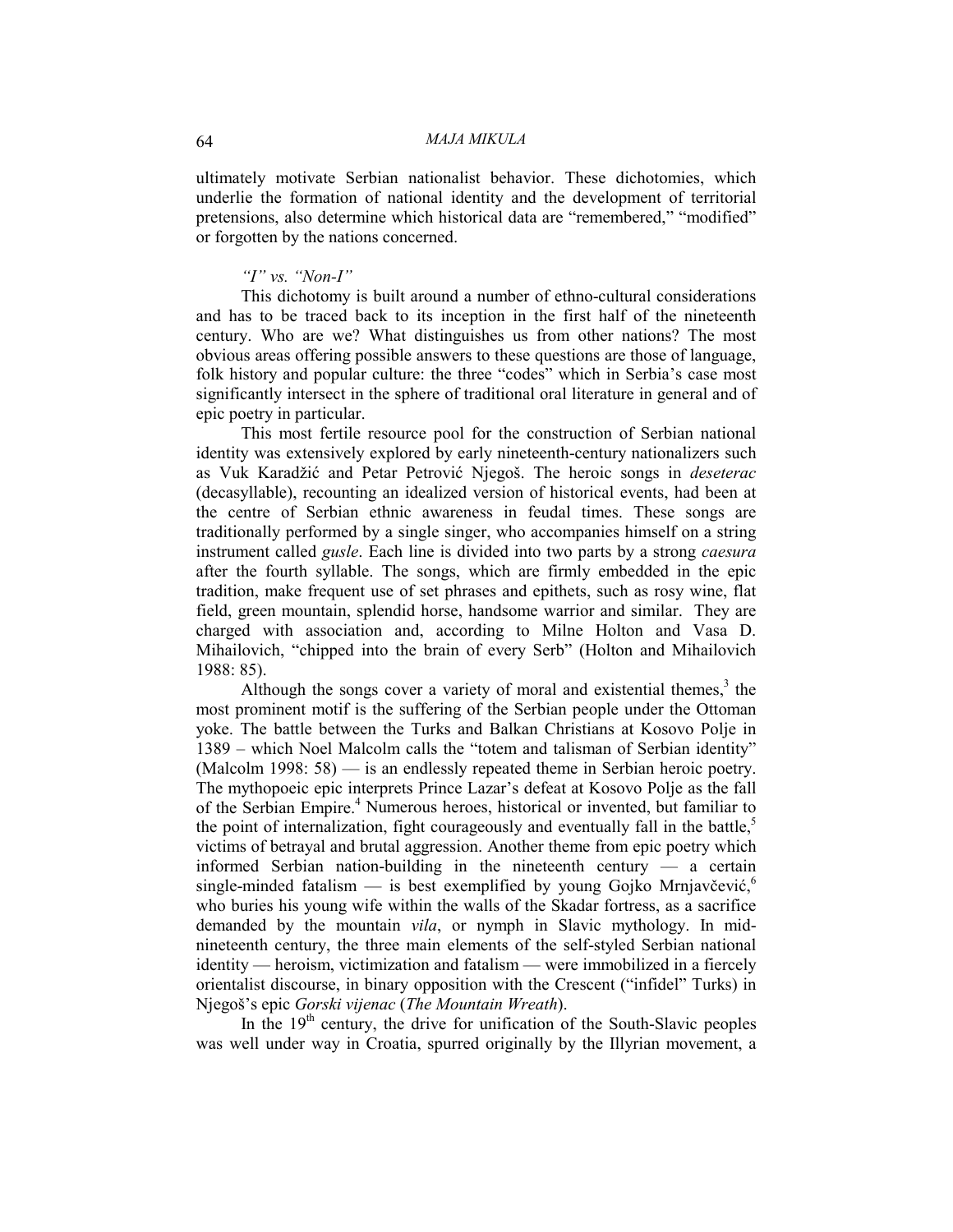ultimately motivate Serbian nationalist behavior. These dichotomies, which underlie the formation of national identity and the development of territorial pretensions, also determine which historical data are "remembered," "modified" or forgotten by the nations concerned.

*"I" vs. "Non-I"*

This dichotomy is built around a number of ethno-cultural considerations and has to be traced back to its inception in the first half of the nineteenth century. Who are we? What distinguishes us from other nations? The most obvious areas offering possible answers to these questions are those of language, folk history and popular culture: the three "codes" which in Serbia's case most significantly intersect in the sphere of traditional oral literature in general and of epic poetry in particular.

This most fertile resource pool for the construction of Serbian national identity was extensively explored by early nineteenth-century nationalizers such as Vuk Karadžić and Petar Petrović Njegoš. The heroic songs in *deseterac* (decasyllable), recounting an idealized version of historical events, had been at the centre of Serbian ethnic awareness in feudal times. These songs are traditionally performed by a single singer, who accompanies himself on a string instrument called *gusle*. Each line is divided into two parts by a strong *caesura* after the fourth syllable. The songs, which are firmly embedded in the epic tradition, make frequent use of set phrases and epithets, such as rosy wine, flat field, green mountain, splendid horse, handsome warrior and similar. They are charged with association and, according to Milne Holton and Vasa D. Mihailovich, "chipped into the brain of every Serb" (Holton and Mihailovich 1988: 85).

Although the songs cover a variety of moral and existential themes,[3] the most prominent motif is the suffering of the Serbian people under the Ottoman yoke. The battle between the Turks and Balkan Christians at Kosovo Polje in 1389 – which Noel Malcolm calls the "totem and talisman of Serbian identity" (Malcolm 1998: 58) — is an endlessly repeated theme in Serbian heroic poetry. The mythopoeic epic interprets Prince Lazar's defeat at Kosovo Polje as the fall of the Serbian Empire.[4] Numerous heroes, historical or invented, but familiar to the point of internalization, fight courageously and eventually fall in the battle,[5] victims of betrayal and brutal aggression. Another theme from epic poetry which informed Serbian nation-building in the nineteenth century — a certain single-minded fatalism — is best exemplified by young Gojko Mrnjavčević,[6] who buries his young wife within the walls of the Skadar fortress, as a sacrifice demanded by the mountain *vila*, or nymph in Slavic mythology. In mid-nineteenth century, the three main elements of the self-styled Serbian national identity — heroism, victimization and fatalism — were immobilized in a fiercely orientalist discourse, in binary opposition with the Crescent ("infidel" Turks) in Njegoš's epic *Gorski vijenac* (*The Mountain Wreath*).

In the 19th century, the drive for unification of the South-Slavic peoples was well under way in Croatia, spurred originally by the Illyrian movement, a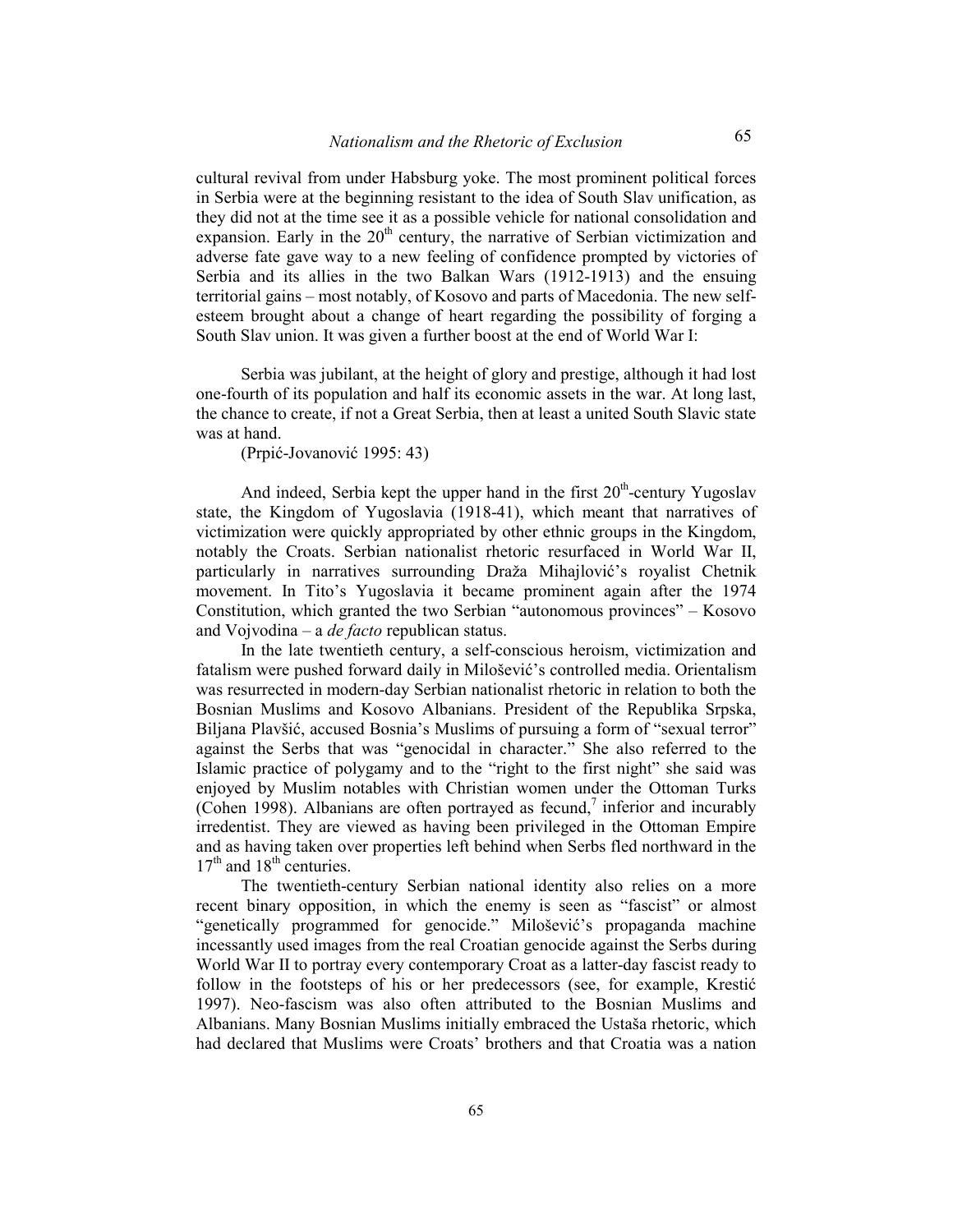cultural revival from under Habsburg yoke. The most prominent political forces in Serbia were at the beginning resistant to the idea of South Slav unification, as they did not at the time see it as a possible vehicle for national consolidation and expansion. Early in the 20th century, the narrative of Serbian victimization and adverse fate gave way to a new feeling of confidence prompted by victories of Serbia and its allies in the two Balkan Wars (1912-1913) and the ensuing territorial gains – most notably, of Kosovo and parts of Macedonia. The new self-esteem brought about a change of heart regarding the possibility of forging a South Slav union. It was given a further boost at the end of World War I:

> Serbia was jubilant, at the height of glory and prestige, although it had lost one-fourth of its population and half its economic assets in the war. At long last, the chance to create, if not a Great Serbia, then at least a united South Slavic state was at hand.
>
> (Prpić-Jovanović 1995: 43)

And indeed, Serbia kept the upper hand in the first 20th-century Yugoslav state, the Kingdom of Yugoslavia (1918-41), which meant that narratives of victimization were quickly appropriated by other ethnic groups in the Kingdom, notably the Croats. Serbian nationalist rhetoric resurfaced in World War II, particularly in narratives surrounding Draža Mihajlović's royalist Chetnik movement. In Tito's Yugoslavia it became prominent again after the 1974 Constitution, which granted the two Serbian "autonomous provinces" – Kosovo and Vojvodina – a *de facto* republican status.

In the late twentieth century, a self-conscious heroism, victimization and fatalism were pushed forward daily in Milošević's controlled media. Orientalism was resurrected in modern-day Serbian nationalist rhetoric in relation to both the Bosnian Muslims and Kosovo Albanians. President of the Republika Srpska, Biljana Plavšić, accused Bosnia's Muslims of pursuing a form of "sexual terror" against the Serbs that was "genocidal in character." She also referred to the Islamic practice of polygamy and to the "right to the first night" she said was enjoyed by Muslim notables with Christian women under the Ottoman Turks (Cohen 1998). Albanians are often portrayed as fecund,[7] inferior and incurably irredentist. They are viewed as having been privileged in the Ottoman Empire and as having taken over properties left behind when Serbs fled northward in the 17th and 18th centuries.

The twentieth-century Serbian national identity also relies on a more recent binary opposition, in which the enemy is seen as "fascist" or almost "genetically programmed for genocide." Milošević's propaganda machine incessantly used images from the real Croatian genocide against the Serbs during World War II to portray every contemporary Croat as a latter-day fascist ready to follow in the footsteps of his or her predecessors (see, for example, Krestić 1997). Neo-fascism was also often attributed to the Bosnian Muslims and Albanians. Many Bosnian Muslims initially embraced the Ustaša rhetoric, which had declared that Muslims were Croats' brothers and that Croatia was a nation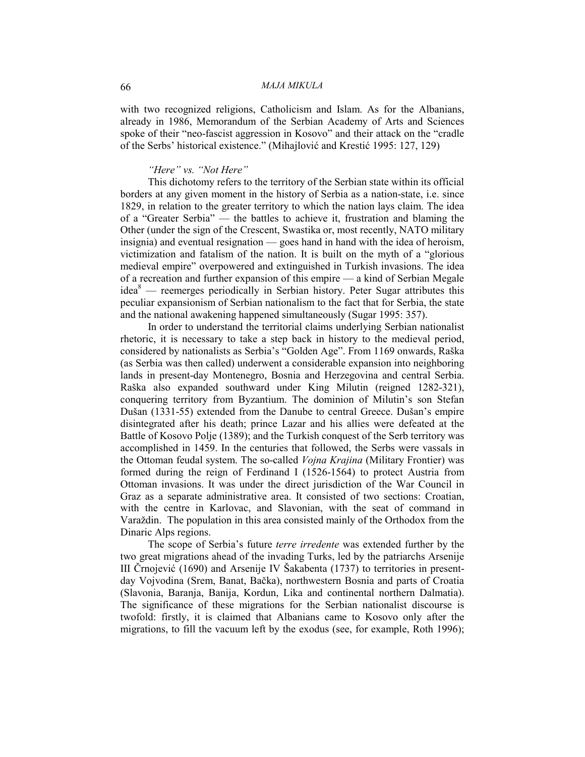with two recognized religions, Catholicism and Islam. As for the Albanians, already in 1986, Memorandum of the Serbian Academy of Arts and Sciences spoke of their "neo-fascist aggression in Kosovo" and their attack on the "cradle of the Serbs' historical existence." (Mihajlović and Krestić 1995: 127, 129)

### *"Here" vs. "Not Here"*

This dichotomy refers to the territory of the Serbian state within its official borders at any given moment in the history of Serbia as a nation-state, i.e. since 1829, in relation to the greater territory to which the nation lays claim. The idea of a "Greater Serbia" — the battles to achieve it, frustration and blaming the Other (under the sign of the Crescent, Swastika or, most recently, NATO military insignia) and eventual resignation — goes hand in hand with the idea of heroism, victimization and fatalism of the nation. It is built on the myth of a "glorious medieval empire" overpowered and extinguished in Turkish invasions. The idea of a recreation and further expansion of this empire — a kind of Serbian Megale idea[8] — reemerges periodically in Serbian history. Peter Sugar attributes this peculiar expansionism of Serbian nationalism to the fact that for Serbia, the state and the national awakening happened simultaneously (Sugar 1995: 357).

In order to understand the territorial claims underlying Serbian nationalist rhetoric, it is necessary to take a step back in history to the medieval period, considered by nationalists as Serbia's "Golden Age". From 1169 onwards, Raška (as Serbia was then called) underwent a considerable expansion into neighboring lands in present-day Montenegro, Bosnia and Herzegovina and central Serbia. Raška also expanded southward under King Milutin (reigned 1282-321), conquering territory from Byzantium. The dominion of Milutin's son Stefan Dušan (1331-55) extended from the Danube to central Greece. Dušan's empire disintegrated after his death; prince Lazar and his allies were defeated at the Battle of Kosovo Polje (1389); and the Turkish conquest of the Serb territory was accomplished in 1459. In the centuries that followed, the Serbs were vassals in the Ottoman feudal system. The so-called *Vojna Krajina* (Military Frontier) was formed during the reign of Ferdinand I (1526-1564) to protect Austria from Ottoman invasions. It was under the direct jurisdiction of the War Council in Graz as a separate administrative area. It consisted of two sections: Croatian, with the centre in Karlovac, and Slavonian, with the seat of command in Varaždin. The population in this area consisted mainly of the Orthodox from the Dinaric Alps regions.

The scope of Serbia's future *terre irredente* was extended further by the two great migrations ahead of the invading Turks, led by the patriarchs Arsenije III Črnojević (1690) and Arsenije IV Šakabenta (1737) to territories in present-day Vojvodina (Srem, Banat, Bačka), northwestern Bosnia and parts of Croatia (Slavonia, Baranja, Banija, Kordun, Lika and continental northern Dalmatia). The significance of these migrations for the Serbian nationalist discourse is twofold: firstly, it is claimed that Albanians came to Kosovo only after the migrations, to fill the vacuum left by the exodus (see, for example, Roth 1996);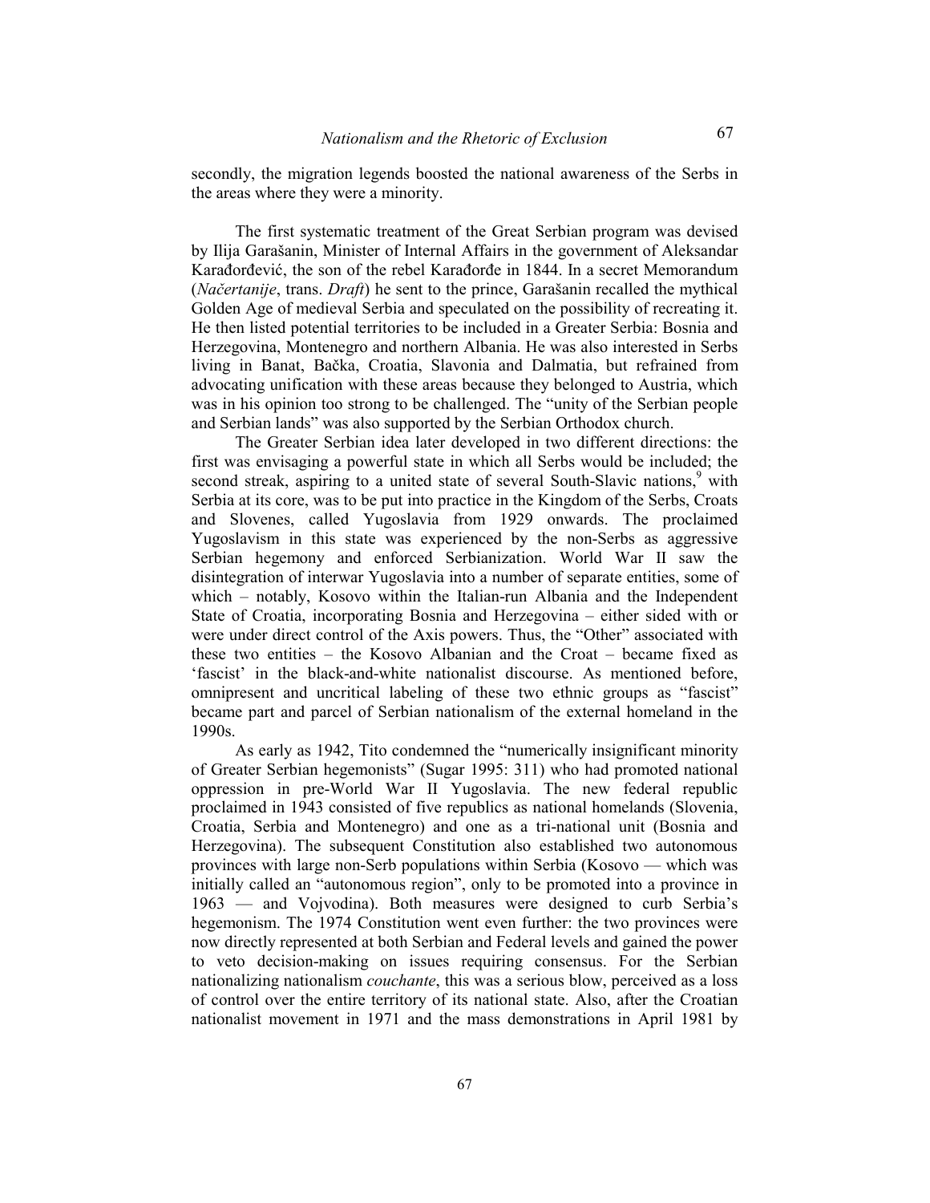secondly, the migration legends boosted the national awareness of the Serbs in the areas where they were a minority.

The first systematic treatment of the Great Serbian program was devised by Ilija Garašanin, Minister of Internal Affairs in the government of Aleksandar Karađorđević, the son of the rebel Karađorđe in 1844. In a secret Memorandum (*Načertanije*, trans. *Draft*) he sent to the prince, Garašanin recalled the mythical Golden Age of medieval Serbia and speculated on the possibility of recreating it. He then listed potential territories to be included in a Greater Serbia: Bosnia and Herzegovina, Montenegro and northern Albania. He was also interested in Serbs living in Banat, Bačka, Croatia, Slavonia and Dalmatia, but refrained from advocating unification with these areas because they belonged to Austria, which was in his opinion too strong to be challenged. The "unity of the Serbian people and Serbian lands" was also supported by the Serbian Orthodox church.

The Greater Serbian idea later developed in two different directions: the first was envisaging a powerful state in which all Serbs would be included; the second streak, aspiring to a united state of several South-Slavic nations,[9] with Serbia at its core, was to be put into practice in the Kingdom of the Serbs, Croats and Slovenes, called Yugoslavia from 1929 onwards. The proclaimed Yugoslavism in this state was experienced by the non-Serbs as aggressive Serbian hegemony and enforced Serbianization. World War II saw the disintegration of interwar Yugoslavia into a number of separate entities, some of which – notably, Kosovo within the Italian-run Albania and the Independent State of Croatia, incorporating Bosnia and Herzegovina – either sided with or were under direct control of the Axis powers. Thus, the "Other" associated with these two entities – the Kosovo Albanian and the Croat – became fixed as 'fascist' in the black-and-white nationalist discourse. As mentioned before, omnipresent and uncritical labeling of these two ethnic groups as "fascist" became part and parcel of Serbian nationalism of the external homeland in the 1990s.

As early as 1942, Tito condemned the "numerically insignificant minority of Greater Serbian hegemonists" (Sugar 1995: 311) who had promoted national oppression in pre-World War II Yugoslavia. The new federal republic proclaimed in 1943 consisted of five republics as national homelands (Slovenia, Croatia, Serbia and Montenegro) and one as a tri-national unit (Bosnia and Herzegovina). The subsequent Constitution also established two autonomous provinces with large non-Serb populations within Serbia (Kosovo — which was initially called an "autonomous region", only to be promoted into a province in 1963 — and Vojvodina). Both measures were designed to curb Serbia's hegemonism. The 1974 Constitution went even further: the two provinces were now directly represented at both Serbian and Federal levels and gained the power to veto decision-making on issues requiring consensus. For the Serbian nationalizing nationalism *couchante*, this was a serious blow, perceived as a loss of control over the entire territory of its national state. Also, after the Croatian nationalist movement in 1971 and the mass demonstrations in April 1981 by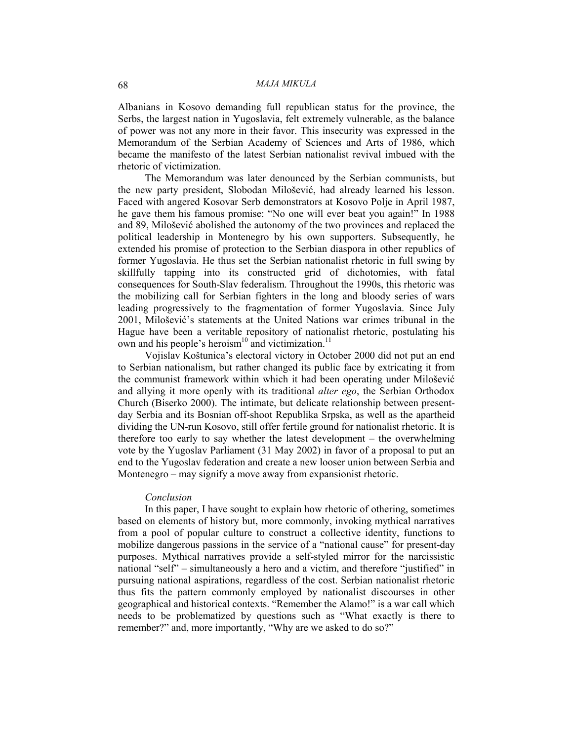Albanians in Kosovo demanding full republican status for the province, the Serbs, the largest nation in Yugoslavia, felt extremely vulnerable, as the balance of power was not any more in their favor. This insecurity was expressed in the Memorandum of the Serbian Academy of Sciences and Arts of 1986, which became the manifesto of the latest Serbian nationalist revival imbued with the rhetoric of victimization.

The Memorandum was later denounced by the Serbian communists, but the new party president, Slobodan Milošević, had already learned his lesson. Faced with angered Kosovar Serb demonstrators at Kosovo Polje in April 1987, he gave them his famous promise: "No one will ever beat you again!" In 1988 and 89, Milošević abolished the autonomy of the two provinces and replaced the political leadership in Montenegro by his own supporters. Subsequently, he extended his promise of protection to the Serbian diaspora in other republics of former Yugoslavia. He thus set the Serbian nationalist rhetoric in full swing by skillfully tapping into its constructed grid of dichotomies, with fatal consequences for South-Slav federalism. Throughout the 1990s, this rhetoric was the mobilizing call for Serbian fighters in the long and bloody series of wars leading progressively to the fragmentation of former Yugoslavia. Since July 2001, Milošević's statements at the United Nations war crimes tribunal in the Hague have been a veritable repository of nationalist rhetoric, postulating his own and his people's heroism[10] and victimization.[11]

Vojislav Koštunica's electoral victory in October 2000 did not put an end to Serbian nationalism, but rather changed its public face by extricating it from the communist framework within which it had been operating under Milošević and allying it more openly with its traditional *alter ego*, the Serbian Orthodox Church (Biserko 2000). The intimate, but delicate relationship between present-day Serbia and its Bosnian off-shoot Republika Srpska, as well as the apartheid dividing the UN-run Kosovo, still offer fertile ground for nationalist rhetoric. It is therefore too early to say whether the latest development – the overwhelming vote by the Yugoslav Parliament (31 May 2002) in favor of a proposal to put an end to the Yugoslav federation and create a new looser union between Serbia and Montenegro – may signify a move away from expansionist rhetoric.

## *Conclusion*

In this paper, I have sought to explain how rhetoric of othering, sometimes based on elements of history but, more commonly, invoking mythical narratives from a pool of popular culture to construct a collective identity, functions to mobilize dangerous passions in the service of a "national cause" for present-day purposes. Mythical narratives provide a self-styled mirror for the narcissistic national "self" – simultaneously a hero and a victim, and therefore "justified" in pursuing national aspirations, regardless of the cost. Serbian nationalist rhetoric thus fits the pattern commonly employed by nationalist discourses in other geographical and historical contexts. "Remember the Alamo!" is a war call which needs to be problematized by questions such as "What exactly is there to remember?" and, more importantly, "Why are we asked to do so?"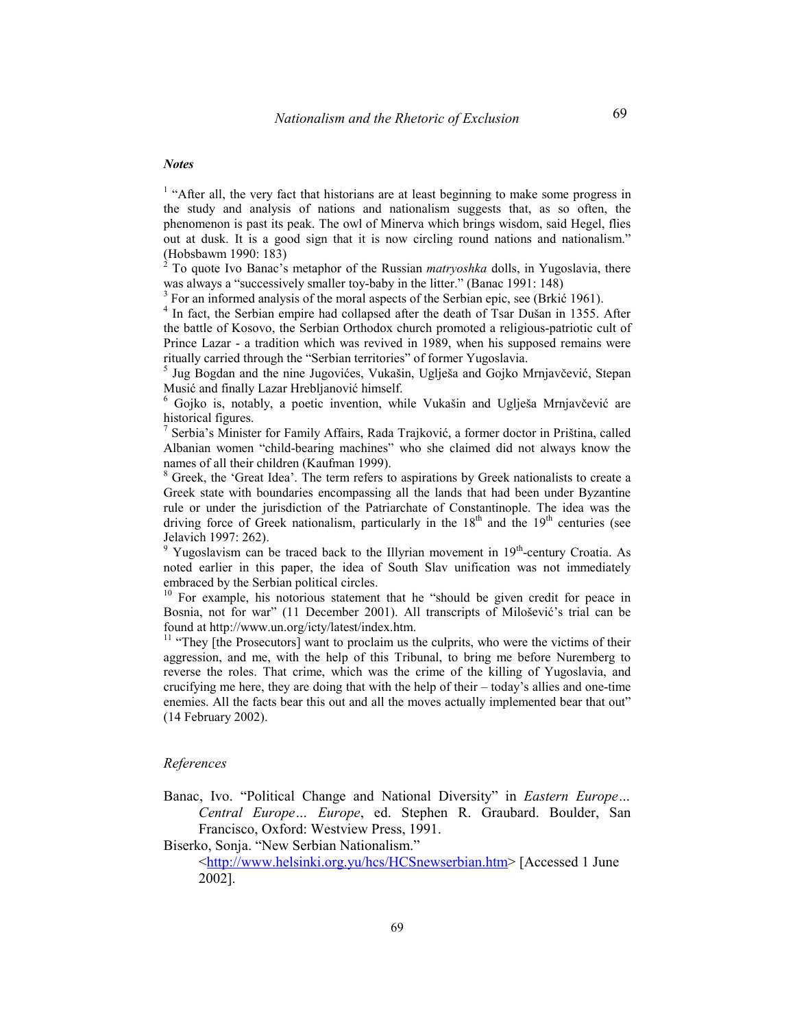***Notes***

[1] "After all, the very fact that historians are at least beginning to make some progress in the study and analysis of nations and nationalism suggests that, as so often, the phenomenon is past its peak. The owl of Minerva which brings wisdom, said Hegel, flies out at dusk. It is a good sign that it is now circling round nations and nationalism." (Hobsbawm 1990: 183)

[2] To quote Ivo Banac's metaphor of the Russian *matryoshka* dolls, in Yugoslavia, there was always a "successively smaller toy-baby in the litter." (Banac 1991: 148)

[3] For an informed analysis of the moral aspects of the Serbian epic, see (Brkić 1961).

[4] In fact, the Serbian empire had collapsed after the death of Tsar Dušan in 1355. After the battle of Kosovo, the Serbian Orthodox church promoted a religious-patriotic cult of Prince Lazar - a tradition which was revived in 1989, when his supposed remains were ritually carried through the "Serbian territories" of former Yugoslavia.

[5] Jug Bogdan and the nine Jugovićes, Vukašin, Uglješa and Gojko Mrnjavčević, Stepan Musić and finally Lazar Hrebljanović himself.

[6] Gojko is, notably, a poetic invention, while Vukašin and Uglješa Mrnjavčević are historical figures.

[7] Serbia's Minister for Family Affairs, Rada Trajković, a former doctor in Priština, called Albanian women "child-bearing machines" who she claimed did not always know the names of all their children (Kaufman 1999).

[8] Greek, the 'Great Idea'. The term refers to aspirations by Greek nationalists to create a Greek state with boundaries encompassing all the lands that had been under Byzantine rule or under the jurisdiction of the Patriarchate of Constantinople. The idea was the driving force of Greek nationalism, particularly in the 18th and the 19th centuries (see Jelavich 1997: 262).

[9] Yugoslavism can be traced back to the Illyrian movement in 19th-century Croatia. As noted earlier in this paper, the idea of South Slav unification was not immediately embraced by the Serbian political circles.

[10] For example, his notorious statement that he "should be given credit for peace in Bosnia, not for war" (11 December 2001). All transcripts of Milošević's trial can be found at http://www.un.org/icty/latest/index.htm.

[11] "They [the Prosecutors] want to proclaim us the culprits, who were the victims of their aggression, and me, with the help of this Tribunal, to bring me before Nuremberg to reverse the roles. That crime, which was the crime of the killing of Yugoslavia, and crucifying me here, they are doing that with the help of their – today's allies and one-time enemies. All the facts bear this out and all the moves actually implemented bear that out" (14 February 2002).

## *References*

Banac, Ivo. "Political Change and National Diversity" in *Eastern Europe… Central Europe… Europe*, ed. Stephen R. Graubard. Boulder, San Francisco, Oxford: Westview Press, 1991.

Biserko, Sonja. "New Serbian Nationalism." <http://www.helsinki.org.yu/hcs/HCSnewserbian.htm> [Accessed 1 June 2002].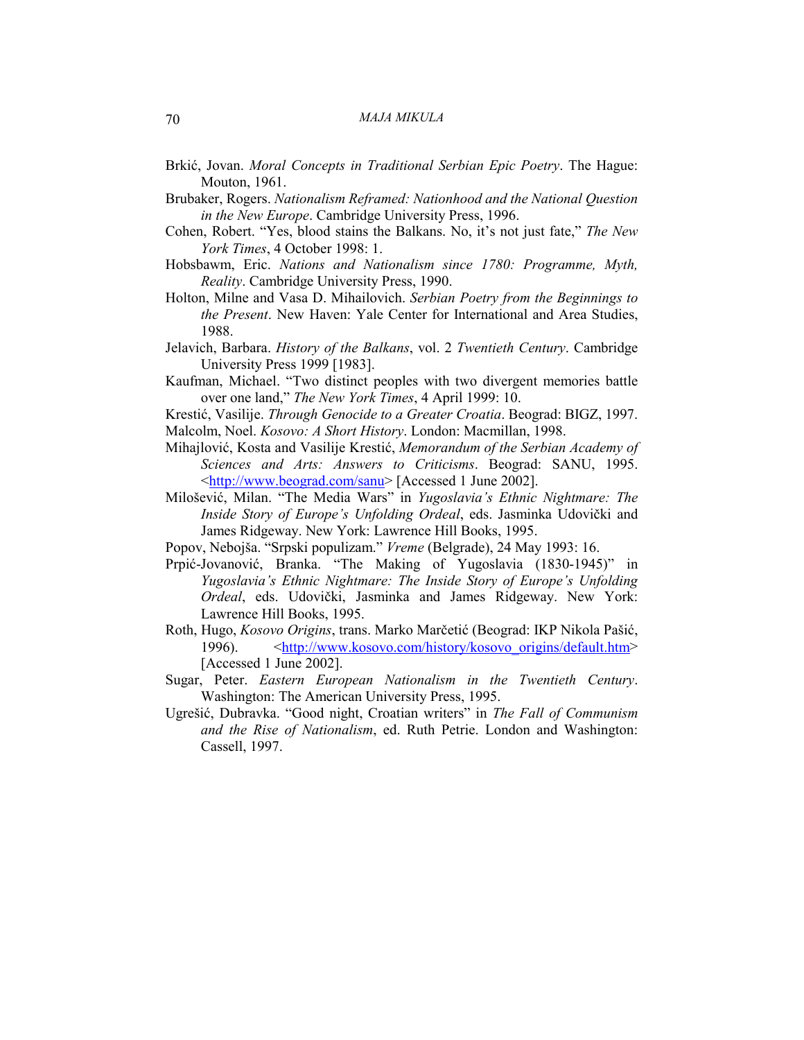Brkić, Jovan. *Moral Concepts in Traditional Serbian Epic Poetry*. The Hague: Mouton, 1961.

Brubaker, Rogers. *Nationalism Reframed: Nationhood and the National Question in the New Europe*. Cambridge University Press, 1996.

Cohen, Robert. "Yes, blood stains the Balkans. No, it's not just fate," *The New York Times*, 4 October 1998: 1.

Hobsbawm, Eric. *Nations and Nationalism since 1780: Programme, Myth, Reality*. Cambridge University Press, 1990.

Holton, Milne and Vasa D. Mihailovich. *Serbian Poetry from the Beginnings to the Present*. New Haven: Yale Center for International and Area Studies, 1988.

Jelavich, Barbara. *History of the Balkans*, vol. 2 *Twentieth Century*. Cambridge University Press 1999 [1983].

Kaufman, Michael. "Two distinct peoples with two divergent memories battle over one land," *The New York Times*, 4 April 1999: 10.

Krestić, Vasilije. *Through Genocide to a Greater Croatia*. Beograd: BIGZ, 1997.

Malcolm, Noel. *Kosovo: A Short History*. London: Macmillan, 1998.

Mihajlović, Kosta and Vasilije Krestić, *Memorandum of the Serbian Academy of Sciences and Arts: Answers to Criticisms*. Beograd: SANU, 1995. <http://www.beograd.com/sanu> [Accessed 1 June 2002].

Milošević, Milan. "The Media Wars" in *Yugoslavia's Ethnic Nightmare: The Inside Story of Europe's Unfolding Ordeal*, eds. Jasminka Udovički and James Ridgeway. New York: Lawrence Hill Books, 1995.

Popov, Nebojša. "Srpski populizam." *Vreme* (Belgrade), 24 May 1993: 16.

Prpić-Jovanović, Branka. "The Making of Yugoslavia (1830-1945)" in *Yugoslavia's Ethnic Nightmare: The Inside Story of Europe's Unfolding Ordeal*, eds. Udovički, Jasminka and James Ridgeway. New York: Lawrence Hill Books, 1995.

Roth, Hugo, *Kosovo Origins*, trans. Marko Marčetić (Beograd: IKP Nikola Pašić, 1996). <http://www.kosovo.com/history/kosovo_origins/default.htm> [Accessed 1 June 2002].

Sugar, Peter. *Eastern European Nationalism in the Twentieth Century*. Washington: The American University Press, 1995.

Ugrešić, Dubravka. "Good night, Croatian writers" in *The Fall of Communism and the Rise of Nationalism*, ed. Ruth Petrie. London and Washington: Cassell, 1997.